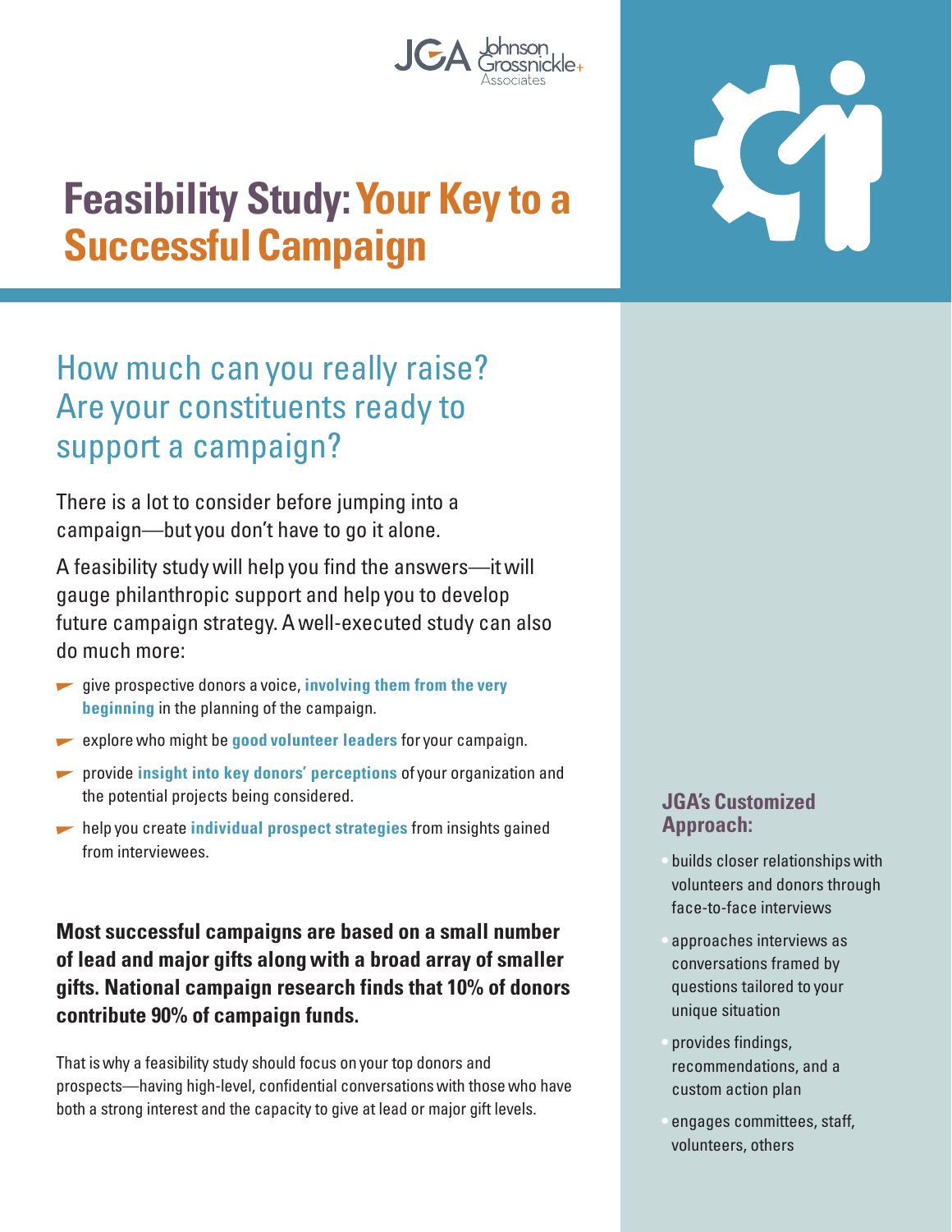# Feasibility Study: Your Key to a Successful Campaign

## How much can you really raise? Are your constituents ready to support a campaign?

There is a lot to consider before jumping into a campaign—but you don't have to go it alone.

A feasibility study will help you find the answers—it will gauge philanthropic support and help you to develop future campaign strategy. A well-executed study can also do much more:

- give prospective donors a voice, **involving them from the very beginning** in the planning of the campaign.
- explore who might be **good volunteer leaders** for your campaign.
- provide **insight into key donors' perceptions** of your organization and the potential projects being considered.
- help you create **individual prospect strategies** from insights gained from interviewees.

**Most successful campaigns are based on a small number of lead and major gifts along with a broad array of smaller gifts. National campaign research finds that 10% of donors contribute 90% of campaign funds.**

That is why a feasibility study should focus on your top donors and prospects—having high-level, confidential conversations with those who have both a strong interest and the capacity to give at lead or major gift levels.

### JGA's Customized Approach:

- builds closer relationships with volunteers and donors through face-to-face interviews
- approaches interviews as conversations framed by questions tailored to your unique situation
- provides findings, recommendations, and a custom action plan
- engages committees, staff, volunteers, others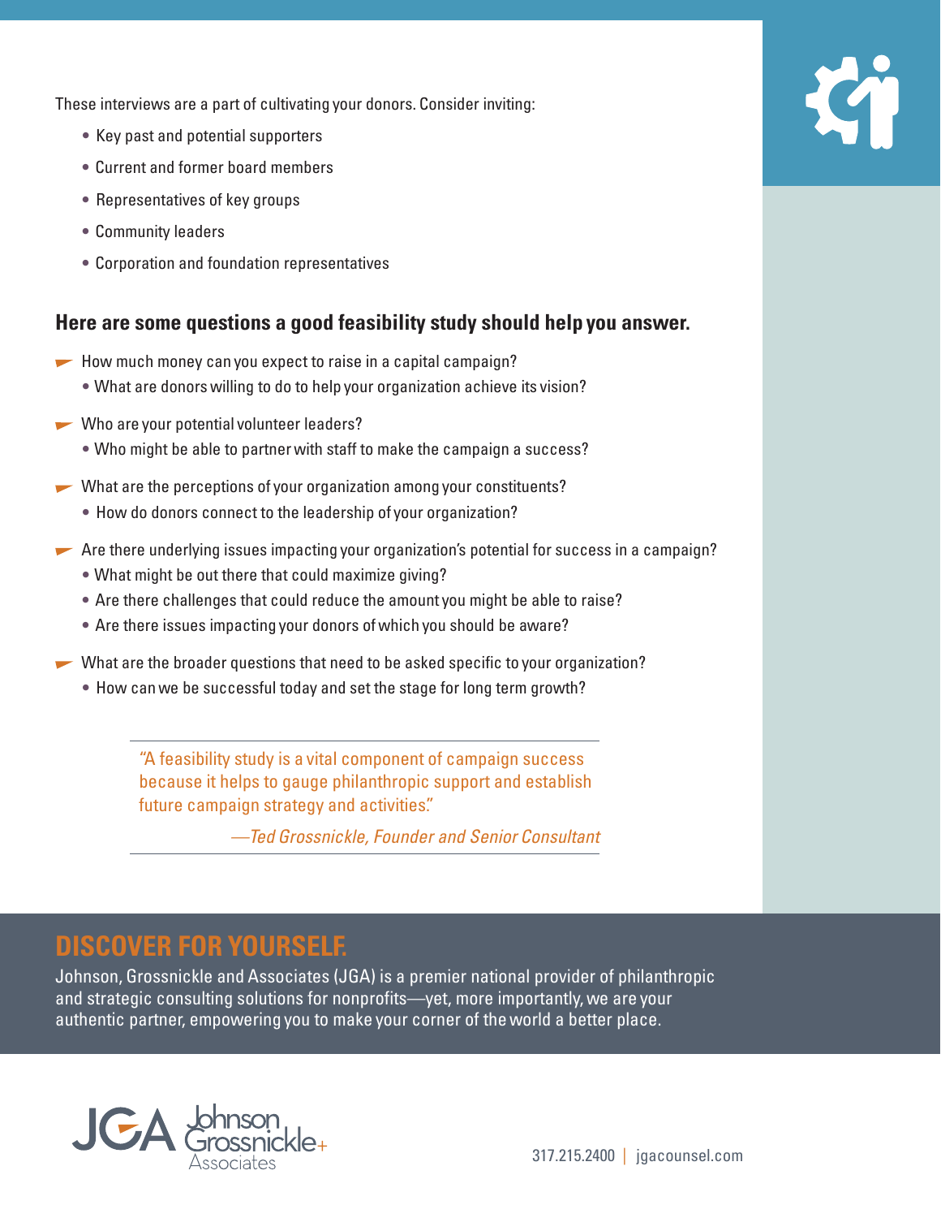These interviews are a part of cultivating your donors. Consider inviting:

- Key past and potential supporters
- Current and former board members
- Representatives of key groups
- Community leaders
- Corporation and foundation representatives

## Here are some questions a good feasibility study should help you answer.

- How much money can you expect to raise in a capital campaign?
  - What are donors willing to do to help your organization achieve its vision?
- Who are your potential volunteer leaders?
  - Who might be able to partner with staff to make the campaign a success?
- What are the perceptions of your organization among your constituents?
  - How do donors connect to the leadership of your organization?
- Are there underlying issues impacting your organization's potential for success in a campaign?
  - What might be out there that could maximize giving?
  - Are there challenges that could reduce the amount you might be able to raise?
  - Are there issues impacting your donors of which you should be aware?
- What are the broader questions that need to be asked specific to your organization?
  - How can we be successful today and set the stage for long term growth?

> "A feasibility study is a vital component of campaign success because it helps to gauge philanthropic support and establish future campaign strategy and activities."
>
> *—Ted Grossnickle, Founder and Senior Consultant*

## DISCOVER FOR YOURSELF.

Johnson, Grossnickle and Associates (JGA) is a premier national provider of philanthropic and strategic consulting solutions for nonprofits—yet, more importantly, we are your authentic partner, empowering you to make your corner of the world a better place.

JGA Johnson Grossnickle+ Associates

317.215.2400 | jgacounsel.com